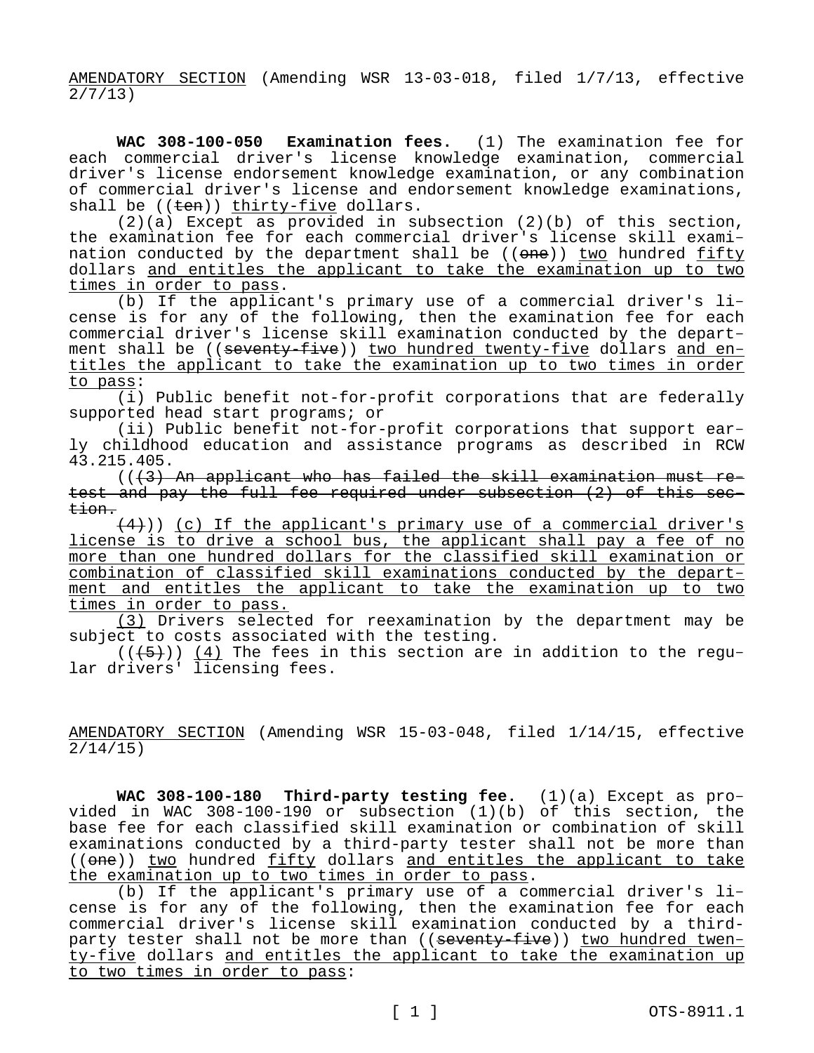<u>AMENDATORY SECTION</u> (Amending WSR 13-03-018, filed 1/7/13, effective 2/7/13)

**WAC 308-100-050 Examination fees.** (1) The examination fee for each commercial driver's license knowledge examination, commercial driver's license endorsement knowledge examination, or any combination of commercial driver's license and endorsement knowledge examinations, shall be ((~~ten~~)) <u>thirty-five</u> dollars.

(2)(a) Except as provided in subsection (2)(b) of this section, the examination fee for each commercial driver's license skill examination conducted by the department shall be ((~~one~~)) <u>two</u> hundred <u>fifty</u> dollars <u>and entitles the applicant to take the examination up to two times in order to pass</u>.

(b) If the applicant's primary use of a commercial driver's license is for any of the following, then the examination fee for each commercial driver's license skill examination conducted by the department shall be ((~~seventy-five~~)) <u>two hundred twenty-five</u> dollars <u>and entitles the applicant to take the examination up to two times in order to pass</u>:

(i) Public benefit not-for-profit corporations that are federally supported head start programs; or

(ii) Public benefit not-for-profit corporations that support early childhood education and assistance programs as described in RCW 43.215.405.

((~~(3) An applicant who has failed the skill examination must retest and pay the full fee required under subsection (2) of this section.~~

~~(4)~~)) <u>(c) If the applicant's primary use of a commercial driver's license is to drive a school bus, the applicant shall pay a fee of no more than one hundred dollars for the classified skill examination or combination of classified skill examinations conducted by the department and entitles the applicant to take the examination up to two times in order to pass.</u>

<u>(3)</u> Drivers selected for reexamination by the department may be subject to costs associated with the testing.

((~~(5)~~)) <u>(4)</u> The fees in this section are in addition to the regular drivers' licensing fees.

<u>AMENDATORY SECTION</u> (Amending WSR 15-03-048, filed 1/14/15, effective 2/14/15)

**WAC 308-100-180 Third-party testing fee.** (1)(a) Except as provided in WAC 308-100-190 or subsection (1)(b) of this section, the base fee for each classified skill examination or combination of skill examinations conducted by a third-party tester shall not be more than ((~~one~~)) <u>two</u> hundred <u>fifty</u> dollars <u>and entitles the applicant to take the examination up to two times in order to pass</u>.

(b) If the applicant's primary use of a commercial driver's license is for any of the following, then the examination fee for each commercial driver's license skill examination conducted by a third-party tester shall not be more than ((~~seventy-five~~)) <u>two hundred twenty-five</u> dollars <u>and entitles the applicant to take the examination up to two times in order to pass</u>: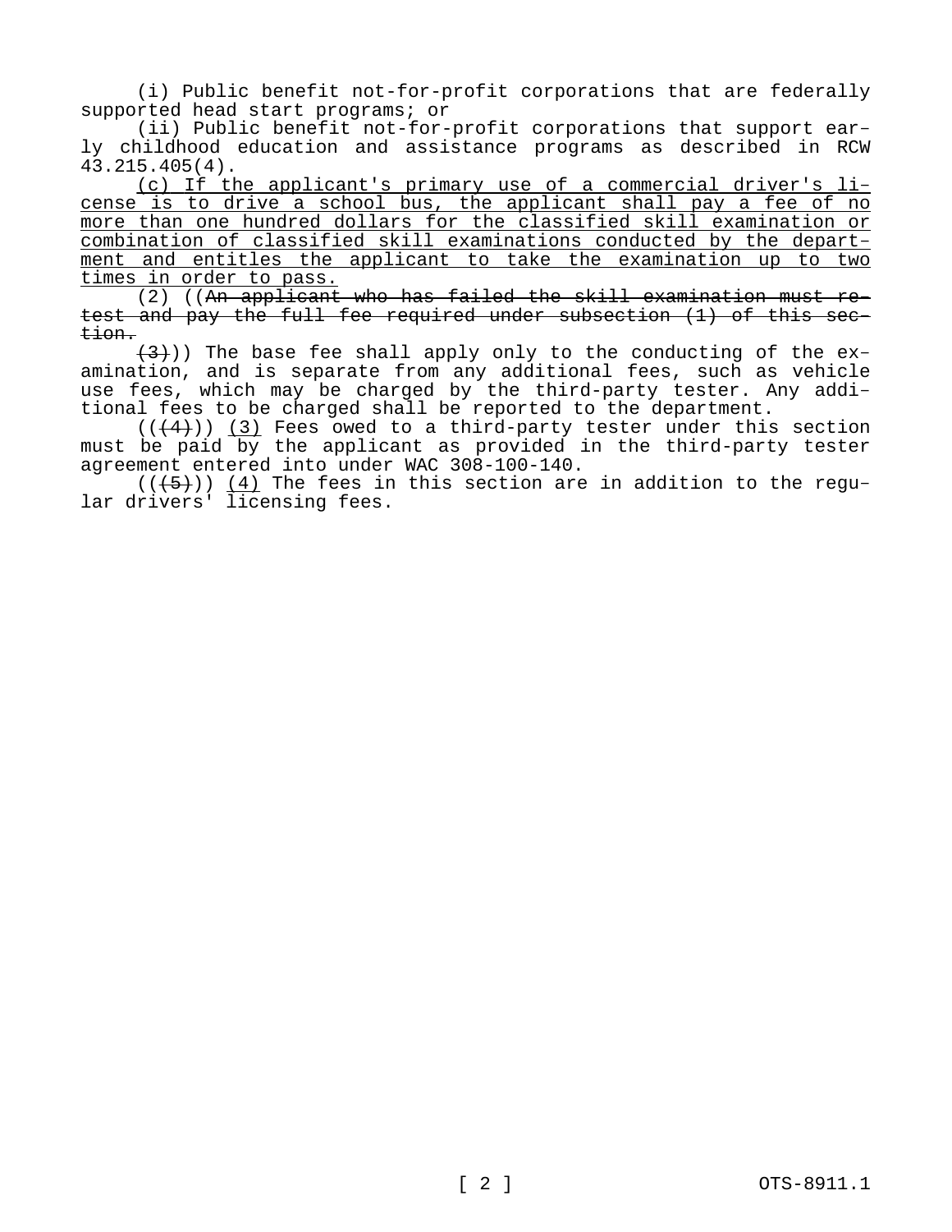(i) Public benefit not-for-profit corporations that are federally supported head start programs; or

(ii) Public benefit not-for-profit corporations that support early childhood education and assistance programs as described in RCW 43.215.405(4).

<u>(c) If the applicant's primary use of a commercial driver's license is to drive a school bus, the applicant shall pay a fee of no more than one hundred dollars for the classified skill examination or combination of classified skill examinations conducted by the department and entitles the applicant to take the examination up to two times in order to pass.</u>

(2) ((~~An applicant who has failed the skill examination must retest and pay the full fee required under subsection (1) of this section.~~

~~(3)~~)) The base fee shall apply only to the conducting of the examination, and is separate from any additional fees, such as vehicle use fees, which may be charged by the third-party tester. Any additional fees to be charged shall be reported to the department.

((~~(4)~~)) <u>(3)</u> Fees owed to a third-party tester under this section must be paid by the applicant as provided in the third-party tester agreement entered into under WAC 308-100-140.

((~~(5)~~)) <u>(4)</u> The fees in this section are in addition to the regular drivers' licensing fees.